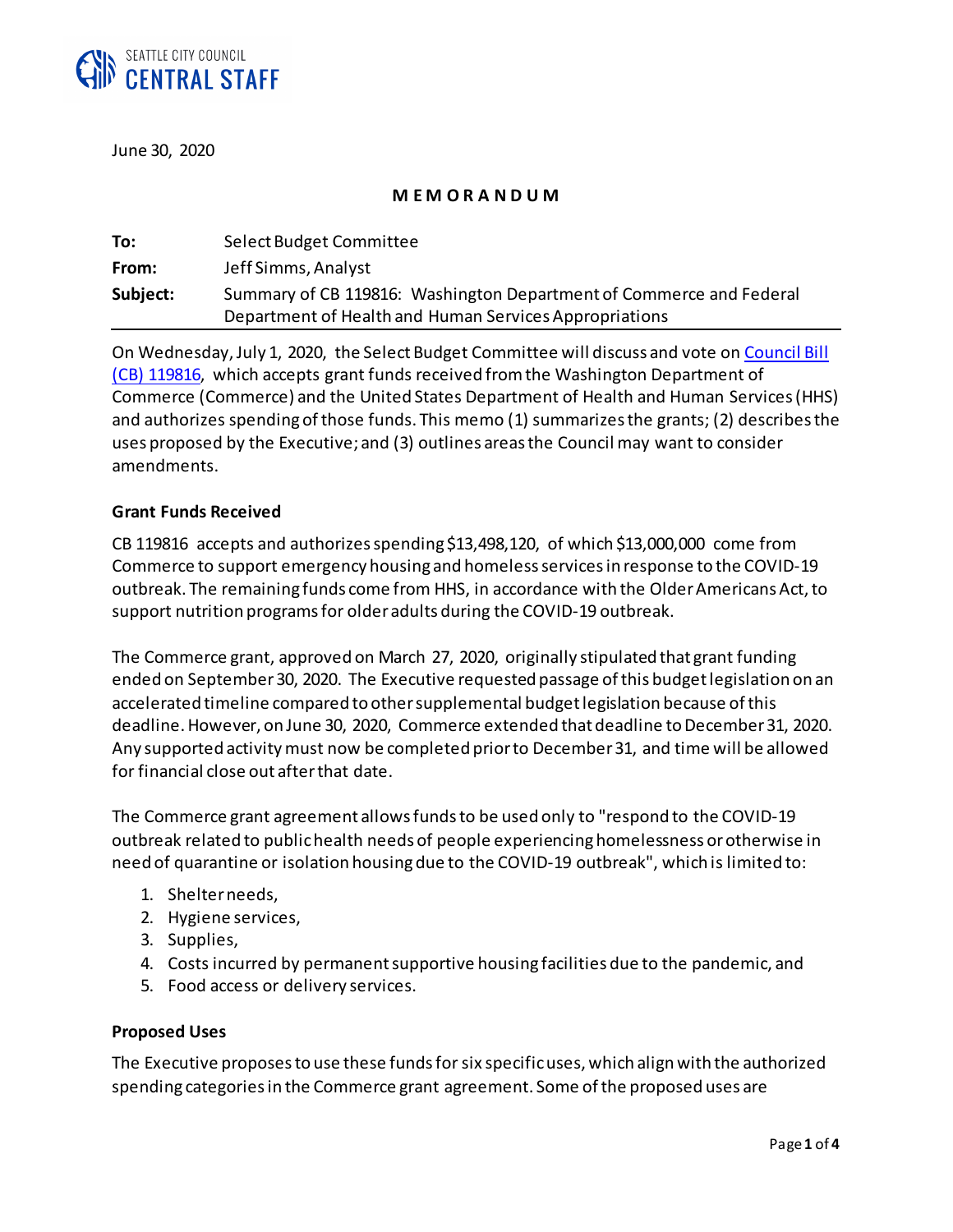SEATTLE CITY COUNCIL
**CENTRAL STAFF**

June 30, 2020

**M E M O R A N D U M**

| | |
|---|---|
| **To:** | Select Budget Committee |
| **From:** | Jeff Simms, Analyst |
| **Subject:** | Summary of CB 119816: Washington Department of Commerce and Federal Department of Health and Human Services Appropriations |

On Wednesday, July 1, 2020, the Select Budget Committee will discuss and vote on Council Bill (CB) 119816, which accepts grant funds received from the Washington Department of Commerce (Commerce) and the United States Department of Health and Human Services (HHS) and authorizes spending of those funds. This memo (1) summarizes the grants; (2) describes the uses proposed by the Executive; and (3) outlines areas the Council may want to consider amendments.

**Grant Funds Received**

CB 119816 accepts and authorizes spending $13,498,120, of which $13,000,000 come from Commerce to support emergency housing and homeless services in response to the COVID-19 outbreak. The remaining funds come from HHS, in accordance with the Older Americans Act, to support nutrition programs for older adults during the COVID-19 outbreak.

The Commerce grant, approved on March 27, 2020, originally stipulated that grant funding ended on September 30, 2020. The Executive requested passage of this budget legislation on an accelerated timeline compared to other supplemental budget legislation because of this deadline. However, on June 30, 2020, Commerce extended that deadline to December 31, 2020. Any supported activity must now be completed prior to December 31, and time will be allowed for financial close out after that date.

The Commerce grant agreement allows funds to be used only to "respond to the COVID-19 outbreak related to public health needs of people experiencing homelessness or otherwise in need of quarantine or isolation housing due to the COVID-19 outbreak", which is limited to:

1. Shelter needs,
2. Hygiene services,
3. Supplies,
4. Costs incurred by permanent supportive housing facilities due to the pandemic, and
5. Food access or delivery services.

**Proposed Uses**

The Executive proposes to use these funds for six specific uses, which align with the authorized spending categories in the Commerce grant agreement. Some of the proposed uses are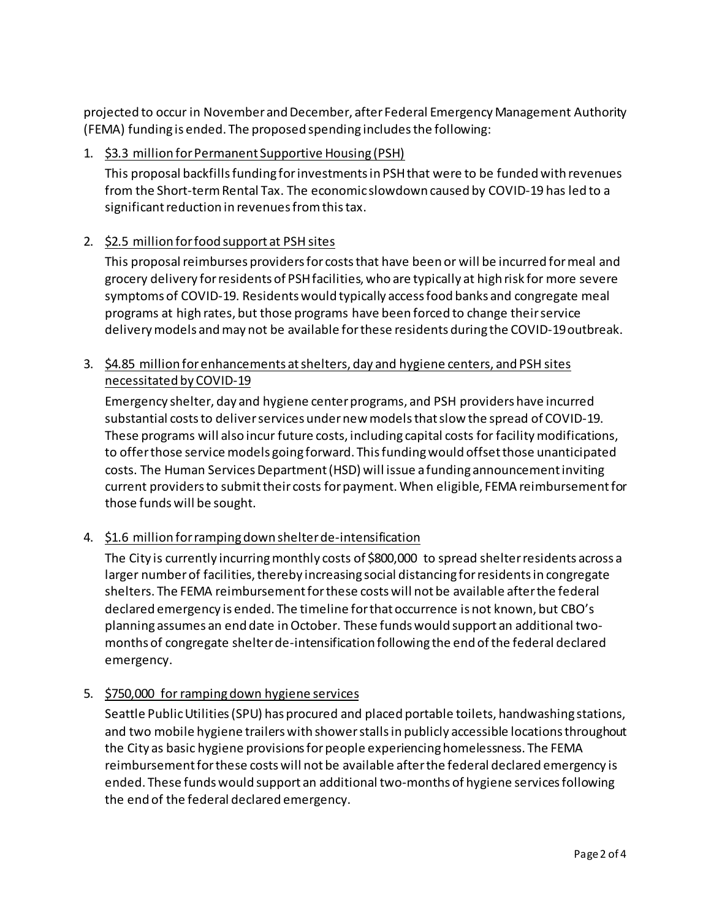projected to occur in November and December, after Federal Emergency Management Authority (FEMA) funding is ended. The proposed spending includes the following:

1. <u>$3.3 million for Permanent Supportive Housing (PSH)</u>

   This proposal backfills funding for investments in PSH that were to be funded with revenues from the Short-term Rental Tax. The economic slowdown caused by COVID-19 has led to a significant reduction in revenues from this tax.

2. <u>$2.5 million for food support at PSH sites</u>

   This proposal reimburses providers for costs that have been or will be incurred for meal and grocery delivery for residents of PSH facilities, who are typically at high risk for more severe symptoms of COVID-19. Residents would typically access food banks and congregate meal programs at high rates, but those programs have been forced to change their service delivery models and may not be available for these residents during the COVID-19 outbreak.

3. <u>$4.85 million for enhancements at shelters, day and hygiene centers, and PSH sites necessitated by COVID-19</u>

   Emergency shelter, day and hygiene center programs, and PSH providers have incurred substantial costs to deliver services under new models that slow the spread of COVID-19. These programs will also incur future costs, including capital costs for facility modifications, to offer those service models going forward. This funding would offset those unanticipated costs. The Human Services Department (HSD) will issue a funding announcement inviting current providers to submit their costs for payment. When eligible, FEMA reimbursement for those funds will be sought.

4. <u>$1.6 million for ramping down shelter de-intensification</u>

   The City is currently incurring monthly costs of $800,000 to spread shelter residents across a larger number of facilities, thereby increasing social distancing for residents in congregate shelters. The FEMA reimbursement for these costs will not be available after the federal declared emergency is ended. The timeline for that occurrence is not known, but CBO's planning assumes an end date in October. These funds would support an additional two-months of congregate shelter de-intensification following the end of the federal declared emergency.

5. <u>$750,000 for ramping down hygiene services</u>

   Seattle Public Utilities (SPU) has procured and placed portable toilets, handwashing stations, and two mobile hygiene trailers with shower stalls in publicly accessible locations throughout the City as basic hygiene provisions for people experiencing homelessness. The FEMA reimbursement for these costs will not be available after the federal declared emergency is ended. These funds would support an additional two-months of hygiene services following the end of the federal declared emergency.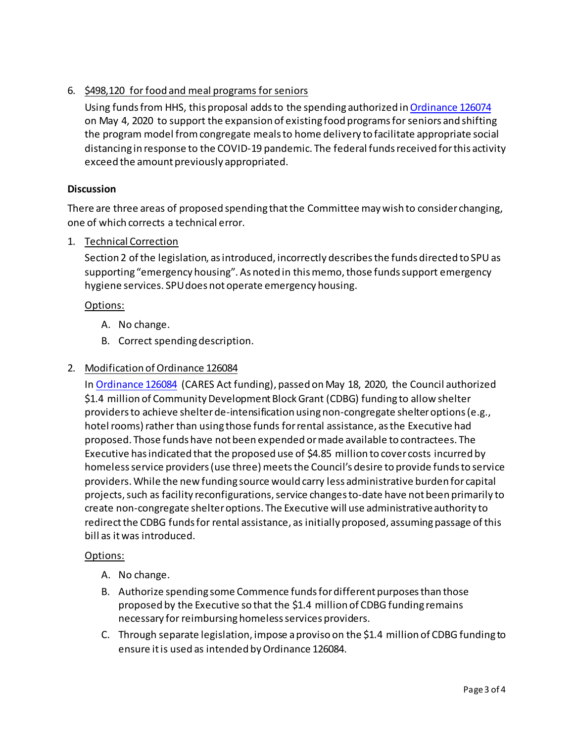6. <u>$498,120 for food and meal programs for seniors</u>

   Using funds from HHS, this proposal adds to the spending authorized in [Ordinance 126074](#) on May 4, 2020 to support the expansion of existing food programs for seniors and shifting the program model from congregate meals to home delivery to facilitate appropriate social distancing in response to the COVID-19 pandemic. The federal funds received for this activity exceed the amount previously appropriated.

**Discussion**

There are three areas of proposed spending that the Committee may wish to consider changing, one of which corrects a technical error.

1. <u>Technical Correction</u>

   Section 2 of the legislation, as introduced, incorrectly describes the funds directed to SPU as supporting "emergency housing". As noted in this memo, those funds support emergency hygiene services. SPU does not operate emergency housing.

   <u>Options:</u>

   A. No change.
   B. Correct spending description.

2. <u>Modification of Ordinance 126084</u>

   In [Ordinance 126084](#) (CARES Act funding), passed on May 18, 2020, the Council authorized $1.4 million of Community Development Block Grant (CDBG) funding to allow shelter providers to achieve shelter de-intensification using non-congregate shelter options (e.g., hotel rooms) rather than using those funds for rental assistance, as the Executive had proposed. Those funds have not been expended or made available to contractees. The Executive has indicated that the proposed use of $4.85 million to cover costs incurred by homeless service providers (use three) meets the Council's desire to provide funds to service providers. While the new funding source would carry less administrative burden for capital projects, such as facility reconfigurations, service changes to-date have not been primarily to create non-congregate shelter options. The Executive will use administrative authority to redirect the CDBG funds for rental assistance, as initially proposed, assuming passage of this bill as it was introduced.

   <u>Options:</u>

   A. No change.
   B. Authorize spending some Commence funds for different purposes than those proposed by the Executive so that the $1.4 million of CDBG funding remains necessary for reimbursing homeless services providers.
   C. Through separate legislation, impose a proviso on the $1.4 million of CDBG funding to ensure it is used as intended by Ordinance 126084.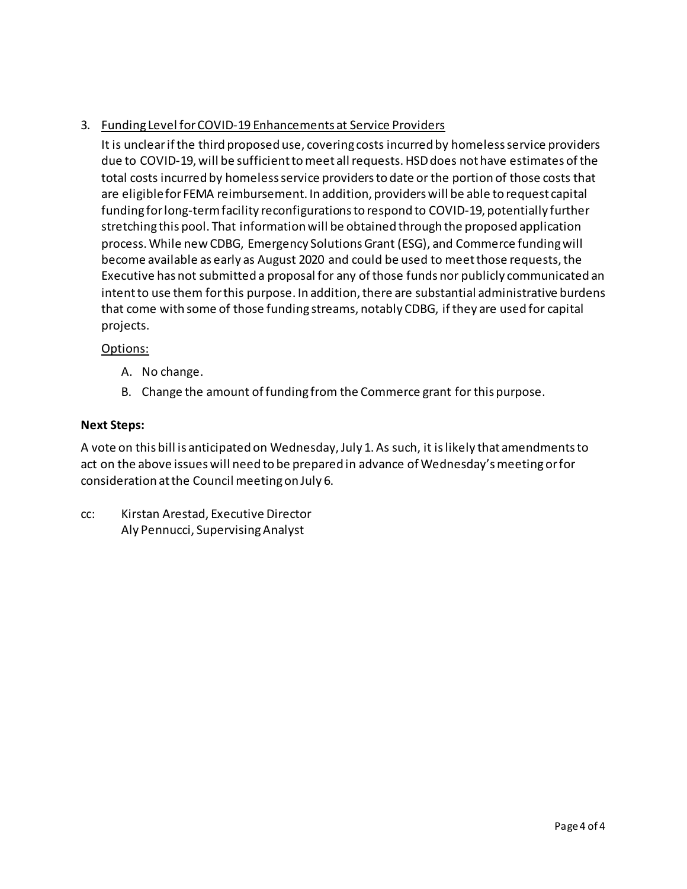3. Funding Level for COVID-19 Enhancements at Service Providers

   It is unclear if the third proposed use, covering costs incurred by homeless service providers due to COVID-19, will be sufficient to meet all requests. HSD does not have estimates of the total costs incurred by homeless service providers to date or the portion of those costs that are eligible for FEMA reimbursement. In addition, providers will be able to request capital funding for long-term facility reconfigurations to respond to COVID-19, potentially further stretching this pool. That information will be obtained through the proposed application process. While new CDBG, Emergency Solutions Grant (ESG), and Commerce funding will become available as early as August 2020 and could be used to meet those requests, the Executive has not submitted a proposal for any of those funds nor publicly communicated an intent to use them for this purpose. In addition, there are substantial administrative burdens that come with some of those funding streams, notably CDBG, if they are used for capital projects.

   Options:

   A. No change.
   B. Change the amount of funding from the Commerce grant for this purpose.

**Next Steps:**

A vote on this bill is anticipated on Wednesday, July 1. As such, it is likely that amendments to act on the above issues will need to be prepared in advance of Wednesday's meeting or for consideration at the Council meeting on July 6.

cc: Kirstan Arestad, Executive Director
Aly Pennucci, Supervising Analyst